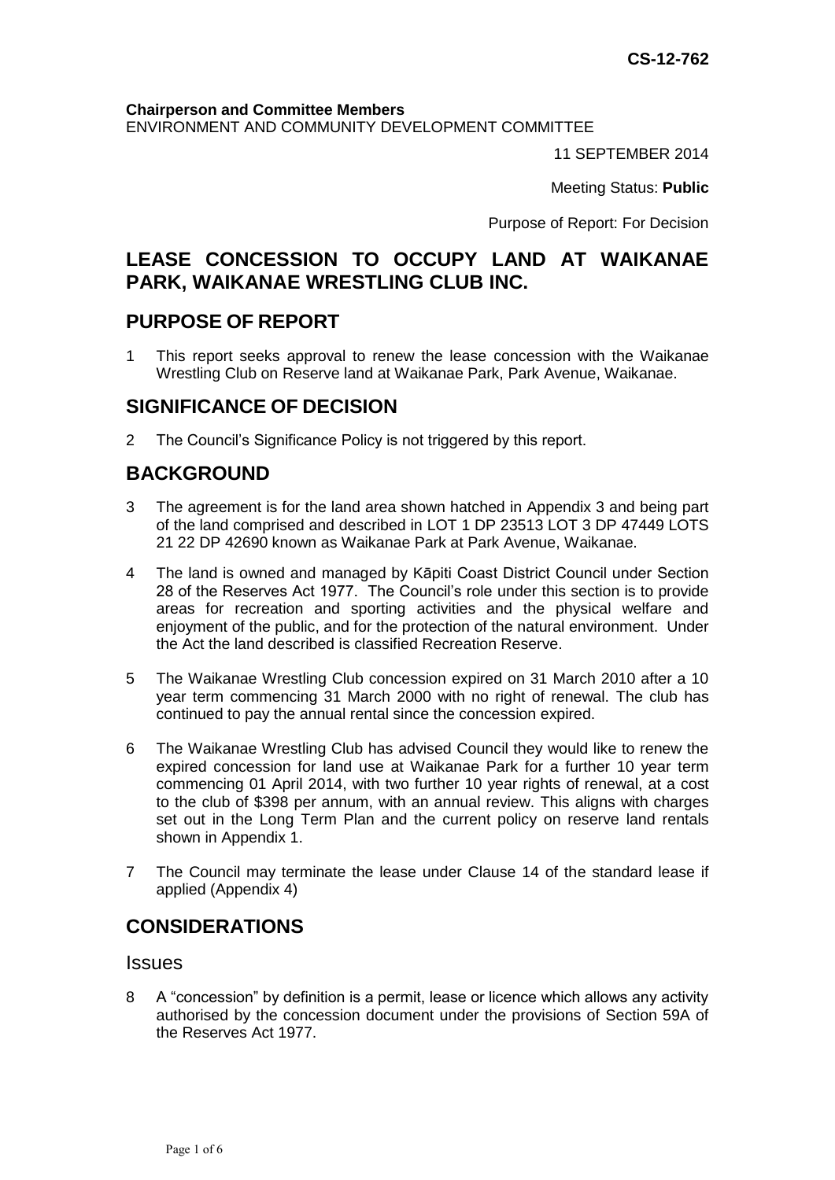**CS-12-762**

**Chairperson and Committee Members**
ENVIRONMENT AND COMMUNITY DEVELOPMENT COMMITTEE

11 SEPTEMBER 2014

Meeting Status: **Public**

Purpose of Report: For Decision

# LEASE CONCESSION TO OCCUPY LAND AT WAIKANAE PARK, WAIKANAE WRESTLING CLUB INC.

## PURPOSE OF REPORT

1 This report seeks approval to renew the lease concession with the Waikanae Wrestling Club on Reserve land at Waikanae Park, Park Avenue, Waikanae.

## SIGNIFICANCE OF DECISION

2 The Council's Significance Policy is not triggered by this report.

## BACKGROUND

3 The agreement is for the land area shown hatched in Appendix 3 and being part of the land comprised and described in LOT 1 DP 23513 LOT 3 DP 47449 LOTS 21 22 DP 42690 known as Waikanae Park at Park Avenue, Waikanae.

4 The land is owned and managed by Kāpiti Coast District Council under Section 28 of the Reserves Act 1977. The Council's role under this section is to provide areas for recreation and sporting activities and the physical welfare and enjoyment of the public, and for the protection of the natural environment. Under the Act the land described is classified Recreation Reserve.

5 The Waikanae Wrestling Club concession expired on 31 March 2010 after a 10 year term commencing 31 March 2000 with no right of renewal. The club has continued to pay the annual rental since the concession expired.

6 The Waikanae Wrestling Club has advised Council they would like to renew the expired concession for land use at Waikanae Park for a further 10 year term commencing 01 April 2014, with two further 10 year rights of renewal, at a cost to the club of $398 per annum, with an annual review. This aligns with charges set out in the Long Term Plan and the current policy on reserve land rentals shown in Appendix 1.

7 The Council may terminate the lease under Clause 14 of the standard lease if applied (Appendix 4)

## CONSIDERATIONS

### Issues

8 A "concession" by definition is a permit, lease or licence which allows any activity authorised by the concession document under the provisions of Section 59A of the Reserves Act 1977.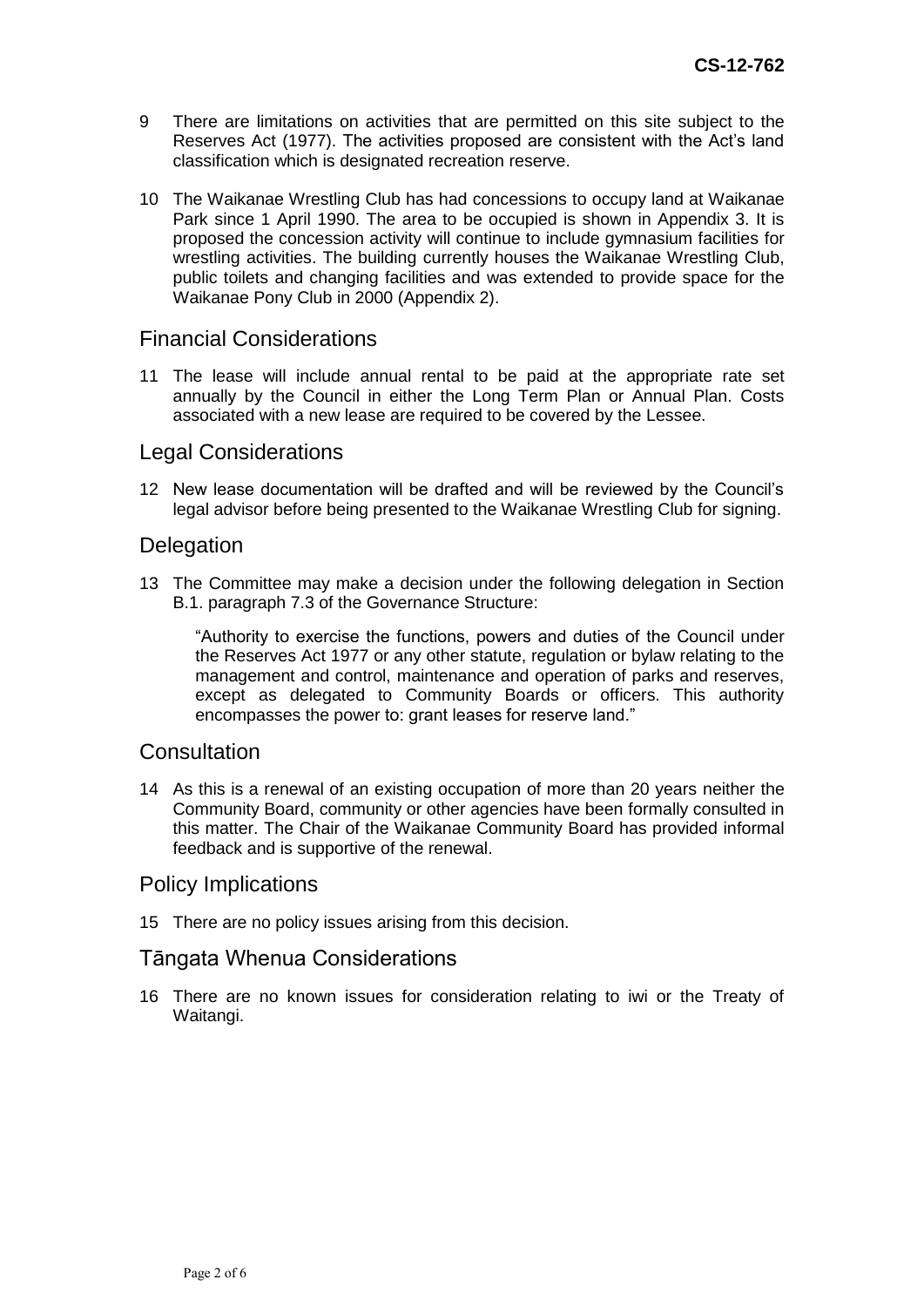9 There are limitations on activities that are permitted on this site subject to the Reserves Act (1977). The activities proposed are consistent with the Act's land classification which is designated recreation reserve.

10 The Waikanae Wrestling Club has had concessions to occupy land at Waikanae Park since 1 April 1990. The area to be occupied is shown in Appendix 3. It is proposed the concession activity will continue to include gymnasium facilities for wrestling activities. The building currently houses the Waikanae Wrestling Club, public toilets and changing facilities and was extended to provide space for the Waikanae Pony Club in 2000 (Appendix 2).

## Financial Considerations

11 The lease will include annual rental to be paid at the appropriate rate set annually by the Council in either the Long Term Plan or Annual Plan. Costs associated with a new lease are required to be covered by the Lessee.

## Legal Considerations

12 New lease documentation will be drafted and will be reviewed by the Council's legal advisor before being presented to the Waikanae Wrestling Club for signing.

## Delegation

13 The Committee may make a decision under the following delegation in Section B.1. paragraph 7.3 of the Governance Structure:

> "Authority to exercise the functions, powers and duties of the Council under the Reserves Act 1977 or any other statute, regulation or bylaw relating to the management and control, maintenance and operation of parks and reserves, except as delegated to Community Boards or officers. This authority encompasses the power to: grant leases for reserve land."

## Consultation

14 As this is a renewal of an existing occupation of more than 20 years neither the Community Board, community or other agencies have been formally consulted in this matter. The Chair of the Waikanae Community Board has provided informal feedback and is supportive of the renewal.

## Policy Implications

15 There are no policy issues arising from this decision.

## Tāngata Whenua Considerations

16 There are no known issues for consideration relating to iwi or the Treaty of Waitangi.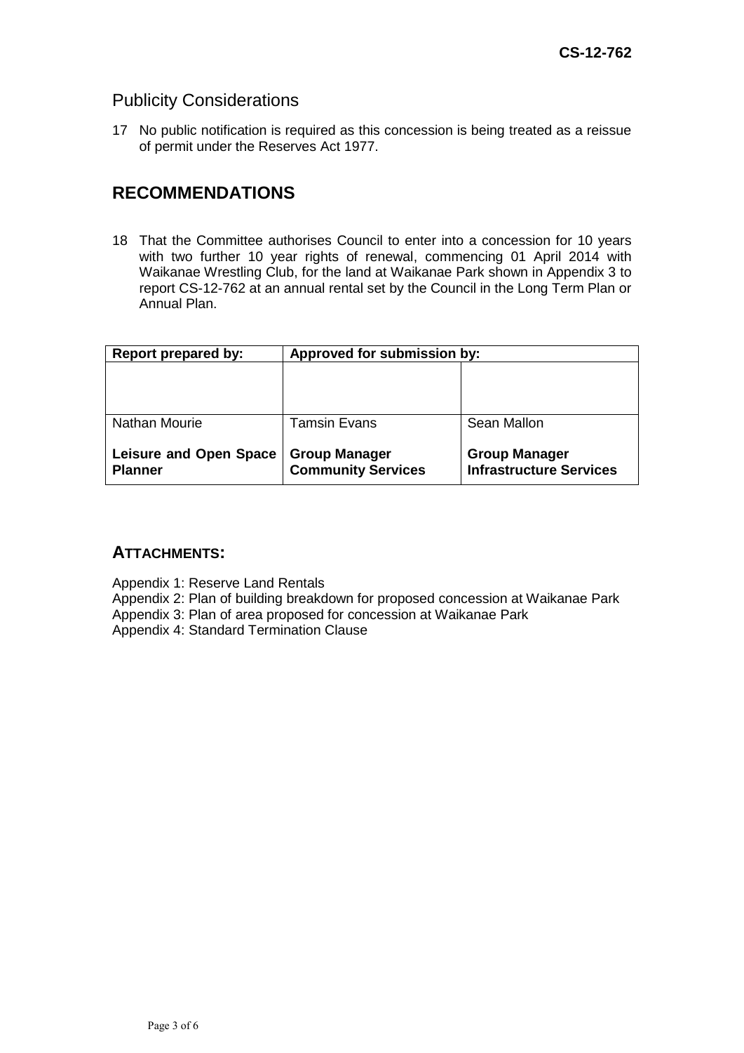## Publicity Considerations

17 No public notification is required as this concession is being treated as a reissue of permit under the Reserves Act 1977.

## RECOMMENDATIONS

18 That the Committee authorises Council to enter into a concession for 10 years with two further 10 year rights of renewal, commencing 01 April 2014 with Waikanae Wrestling Club, for the land at Waikanae Park shown in Appendix 3 to report CS-12-762 at an annual rental set by the Council in the Long Term Plan or Annual Plan.

| **Report prepared by:** | **Approved for submission by:** | |
|---|---|---|
| | | |
| Nathan Mourie | Tamsin Evans | Sean Mallon |
| **Leisure and Open Space Planner** | **Group Manager Community Services** | **Group Manager Infrastructure Services** |

## ATTACHMENTS:

Appendix 1: Reserve Land Rentals
Appendix 2: Plan of building breakdown for proposed concession at Waikanae Park
Appendix 3: Plan of area proposed for concession at Waikanae Park
Appendix 4: Standard Termination Clause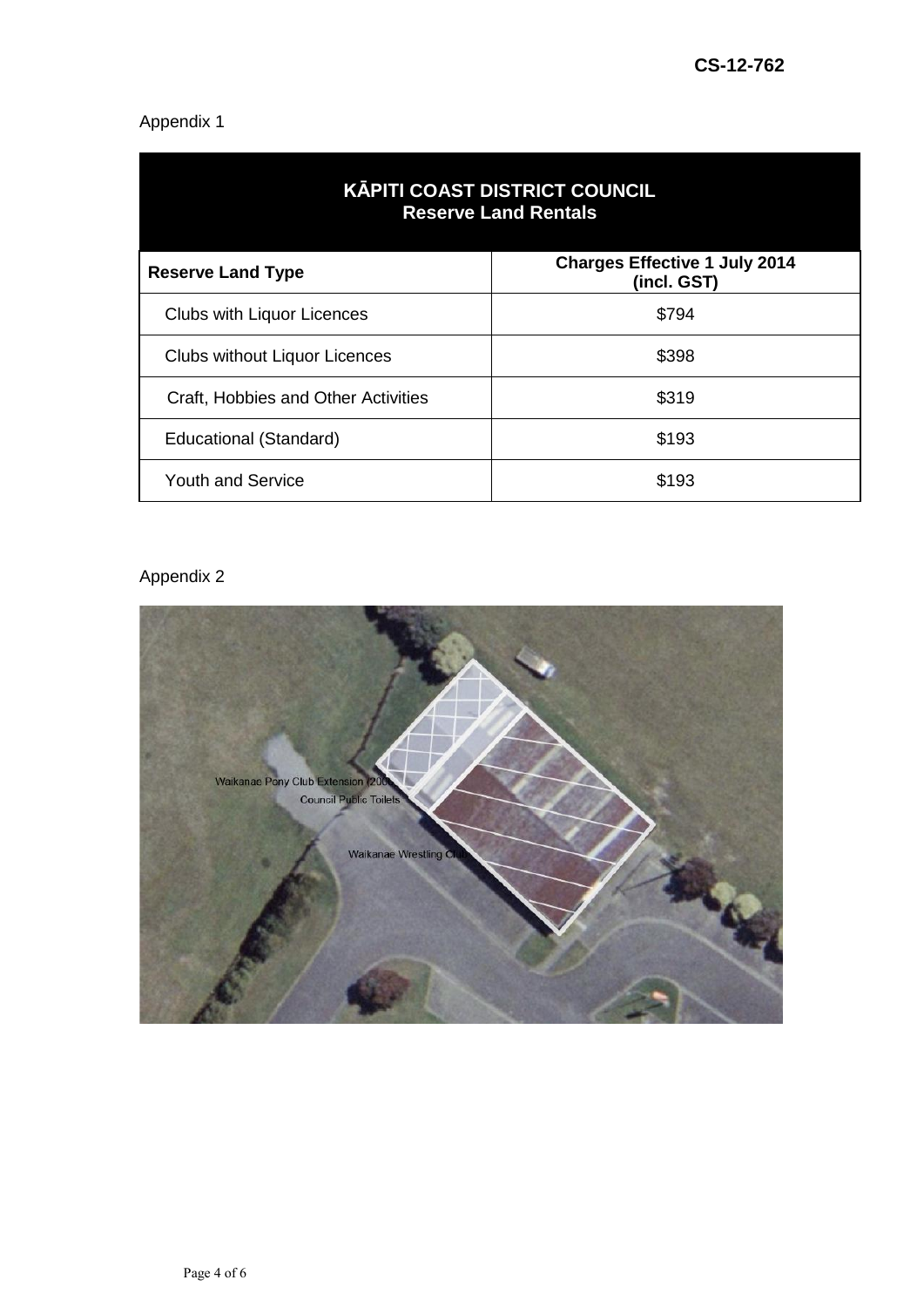CS-12-762

Appendix 1

| KĀPITI COAST DISTRICT COUNCIL Reserve Land Rentals | |
|---|---|
| **Reserve Land Type** | **Charges Effective 1 July 2014 (incl. GST)** |
| Clubs with Liquor Licences | $794 |
| Clubs without Liquor Licences | $398 |
| Craft, Hobbies and Other Activities | $319 |
| Educational (Standard) | $193 |
| Youth and Service | $193 |

Appendix 2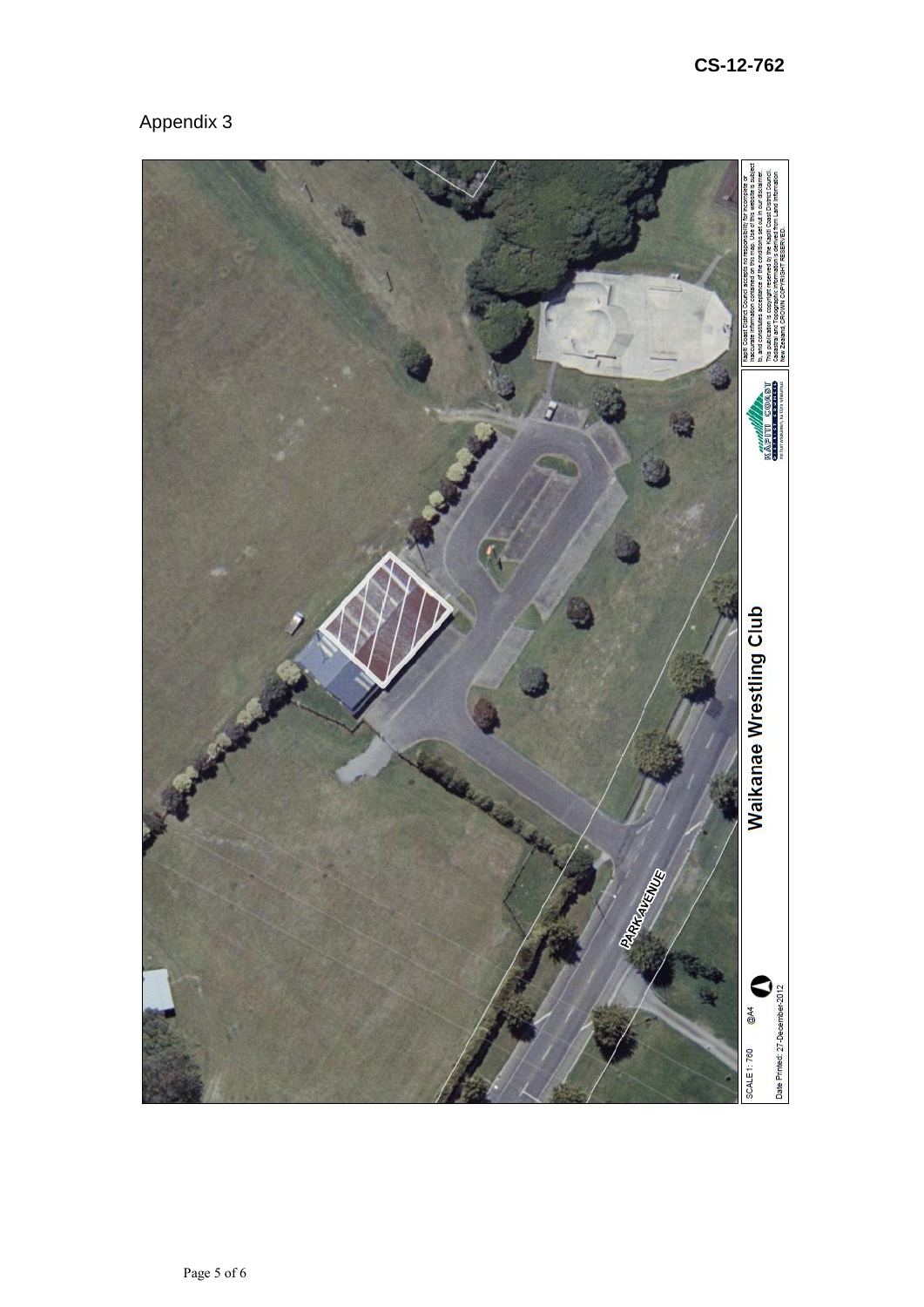CS-12-762

Appendix 3

Walkanae Wrestling Club

PARK AVENUE

SCALE 1: 760 @A4

Date Printed: 27-December-2012

Kapiti Coast District Council accepts no responsibility for incomplete or inaccurate information contained on this map. Use of this website is subject to, and constitutes acceptance of the conditions set out in our disclaimer. This publication is copyright reserved by the Kapiti Coast District Council. Cadastral and Topographic information is derived from Land Information New Zealand. CROWN COPYRIGHT RESERVED.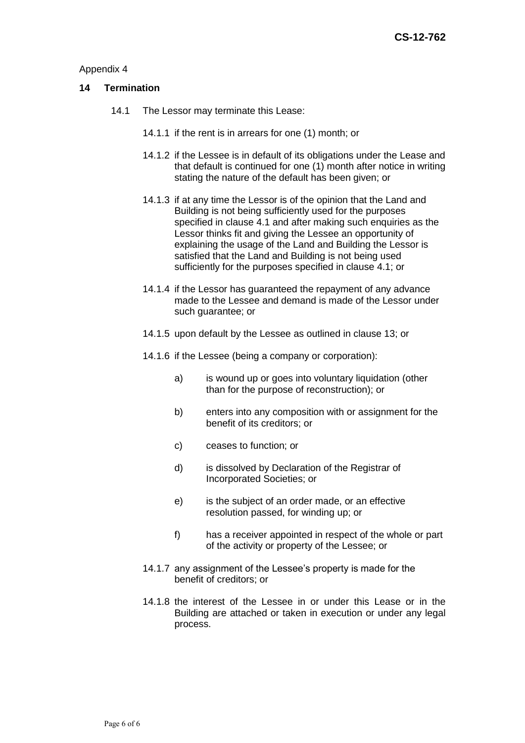Appendix 4

## 14 Termination

14.1 The Lessor may terminate this Lease:

14.1.1 if the rent is in arrears for one (1) month; or

14.1.2 if the Lessee is in default of its obligations under the Lease and that default is continued for one (1) month after notice in writing stating the nature of the default has been given; or

14.1.3 if at any time the Lessor is of the opinion that the Land and Building is not being sufficiently used for the purposes specified in clause 4.1 and after making such enquiries as the Lessor thinks fit and giving the Lessee an opportunity of explaining the usage of the Land and Building the Lessor is satisfied that the Land and Building is not being used sufficiently for the purposes specified in clause 4.1; or

14.1.4 if the Lessor has guaranteed the repayment of any advance made to the Lessee and demand is made of the Lessor under such guarantee; or

14.1.5 upon default by the Lessee as outlined in clause 13; or

14.1.6 if the Lessee (being a company or corporation):

a) is wound up or goes into voluntary liquidation (other than for the purpose of reconstruction); or

b) enters into any composition with or assignment for the benefit of its creditors; or

c) ceases to function; or

d) is dissolved by Declaration of the Registrar of Incorporated Societies; or

e) is the subject of an order made, or an effective resolution passed, for winding up; or

f) has a receiver appointed in respect of the whole or part of the activity or property of the Lessee; or

14.1.7 any assignment of the Lessee's property is made for the benefit of creditors; or

14.1.8 the interest of the Lessee in or under this Lease or in the Building are attached or taken in execution or under any legal process.